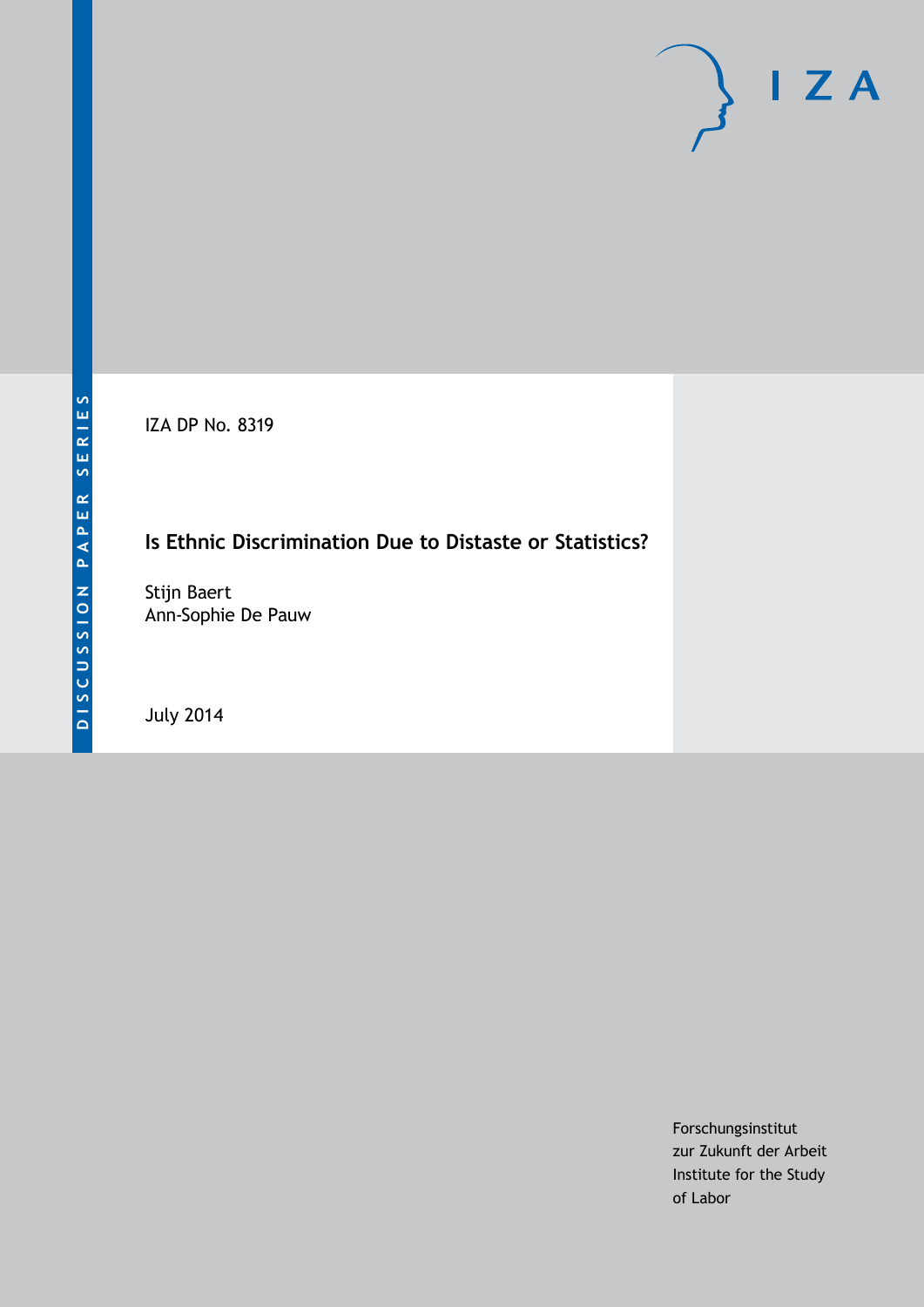DISCUSSION PAPER SERIES

IZA DP No. 8319

# Is Ethnic Discrimination Due to Distaste or Statistics?

Stijn Baert
Ann-Sophie De Pauw

July 2014

Forschungsinstitut
zur Zukunft der Arbeit
Institute for the Study
of Labor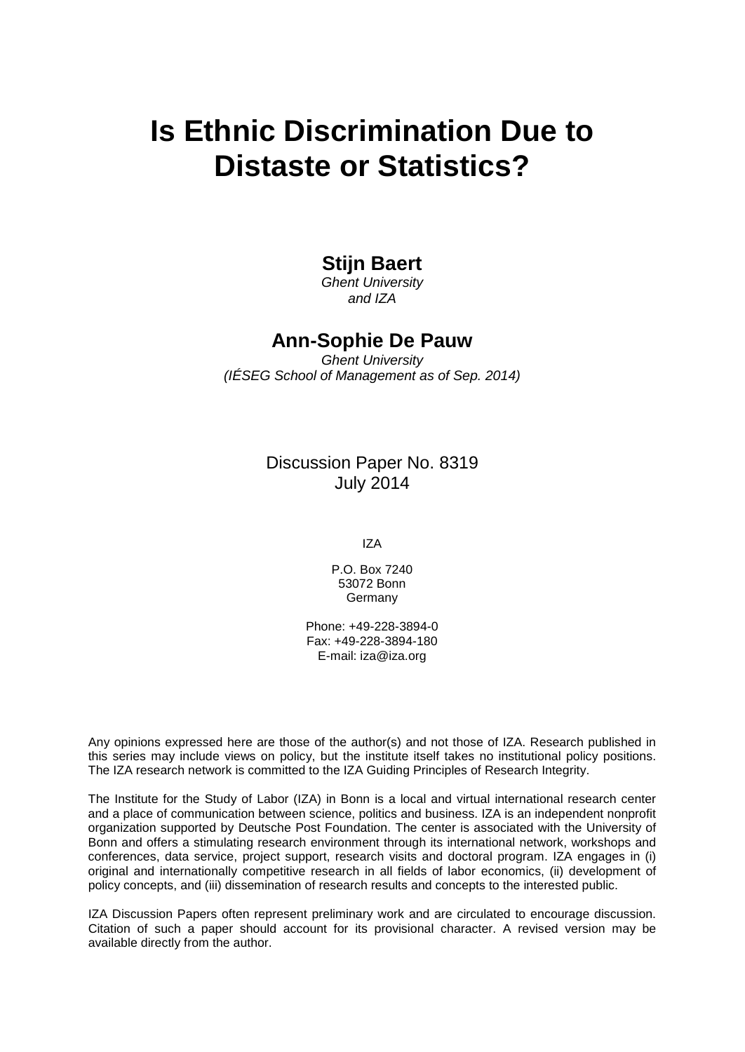# Is Ethnic Discrimination Due to Distaste or Statistics?

**Stijn Baert**

*Ghent University*
*and IZA*

**Ann-Sophie De Pauw**

*Ghent University*
*(IÉSEG School of Management as of Sep. 2014)*

Discussion Paper No. 8319
July 2014

IZA

P.O. Box 7240
53072 Bonn
Germany

Phone: +49-228-3894-0
Fax: +49-228-3894-180
E-mail: iza@iza.org

Any opinions expressed here are those of the author(s) and not those of IZA. Research published in this series may include views on policy, but the institute itself takes no institutional policy positions. The IZA research network is committed to the IZA Guiding Principles of Research Integrity.

The Institute for the Study of Labor (IZA) in Bonn is a local and virtual international research center and a place of communication between science, politics and business. IZA is an independent nonprofit organization supported by Deutsche Post Foundation. The center is associated with the University of Bonn and offers a stimulating research environment through its international network, workshops and conferences, data service, project support, research visits and doctoral program. IZA engages in (i) original and internationally competitive research in all fields of labor economics, (ii) development of policy concepts, and (iii) dissemination of research results and concepts to the interested public.

IZA Discussion Papers often represent preliminary work and are circulated to encourage discussion. Citation of such a paper should account for its provisional character. A revised version may be available directly from the author.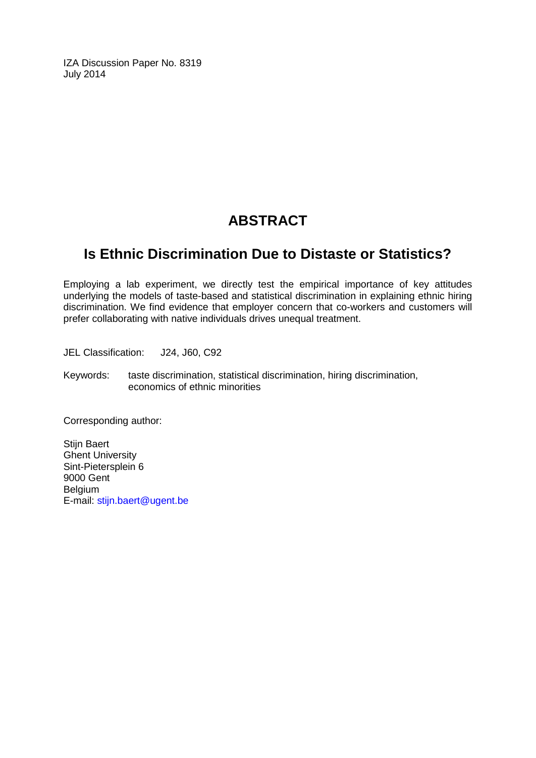IZA Discussion Paper No. 8319
July 2014

# ABSTRACT

## Is Ethnic Discrimination Due to Distaste or Statistics?

Employing a lab experiment, we directly test the empirical importance of key attitudes underlying the models of taste-based and statistical discrimination in explaining ethnic hiring discrimination. We find evidence that employer concern that co-workers and customers will prefer collaborating with native individuals drives unequal treatment.

JEL Classification: J24, J60, C92

Keywords: taste discrimination, statistical discrimination, hiring discrimination, economics of ethnic minorities

Corresponding author:

Stijn Baert
Ghent University
Sint-Pietersplein 6
9000 Gent
Belgium
E-mail: stijn.baert@ugent.be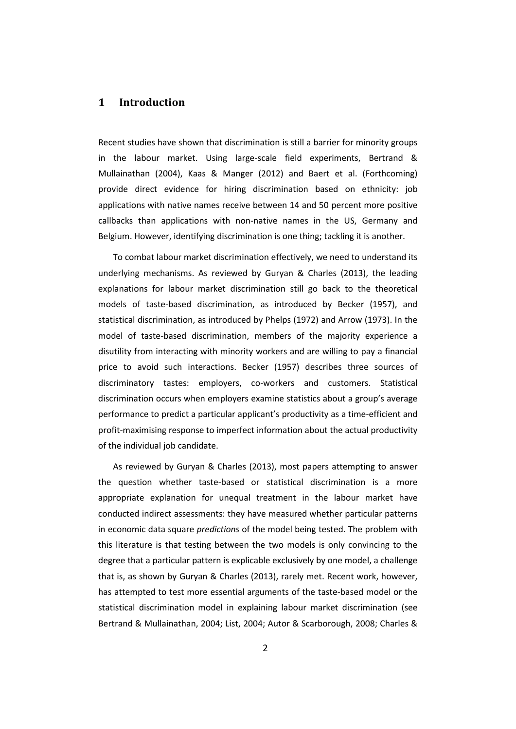# 1 Introduction

Recent studies have shown that discrimination is still a barrier for minority groups in the labour market. Using large-scale field experiments, Bertrand & Mullainathan (2004), Kaas & Manger (2012) and Baert et al. (Forthcoming) provide direct evidence for hiring discrimination based on ethnicity: job applications with native names receive between 14 and 50 percent more positive callbacks than applications with non-native names in the US, Germany and Belgium. However, identifying discrimination is one thing; tackling it is another.

To combat labour market discrimination effectively, we need to understand its underlying mechanisms. As reviewed by Guryan & Charles (2013), the leading explanations for labour market discrimination still go back to the theoretical models of taste-based discrimination, as introduced by Becker (1957), and statistical discrimination, as introduced by Phelps (1972) and Arrow (1973). In the model of taste-based discrimination, members of the majority experience a disutility from interacting with minority workers and are willing to pay a financial price to avoid such interactions. Becker (1957) describes three sources of discriminatory tastes: employers, co-workers and customers. Statistical discrimination occurs when employers examine statistics about a group's average performance to predict a particular applicant's productivity as a time-efficient and profit-maximising response to imperfect information about the actual productivity of the individual job candidate.

As reviewed by Guryan & Charles (2013), most papers attempting to answer the question whether taste-based or statistical discrimination is a more appropriate explanation for unequal treatment in the labour market have conducted indirect assessments: they have measured whether particular patterns in economic data square *predictions* of the model being tested. The problem with this literature is that testing between the two models is only convincing to the degree that a particular pattern is explicable exclusively by one model, a challenge that is, as shown by Guryan & Charles (2013), rarely met. Recent work, however, has attempted to test more essential arguments of the taste-based model or the statistical discrimination model in explaining labour market discrimination (see Bertrand & Mullainathan, 2004; List, 2004; Autor & Scarborough, 2008; Charles &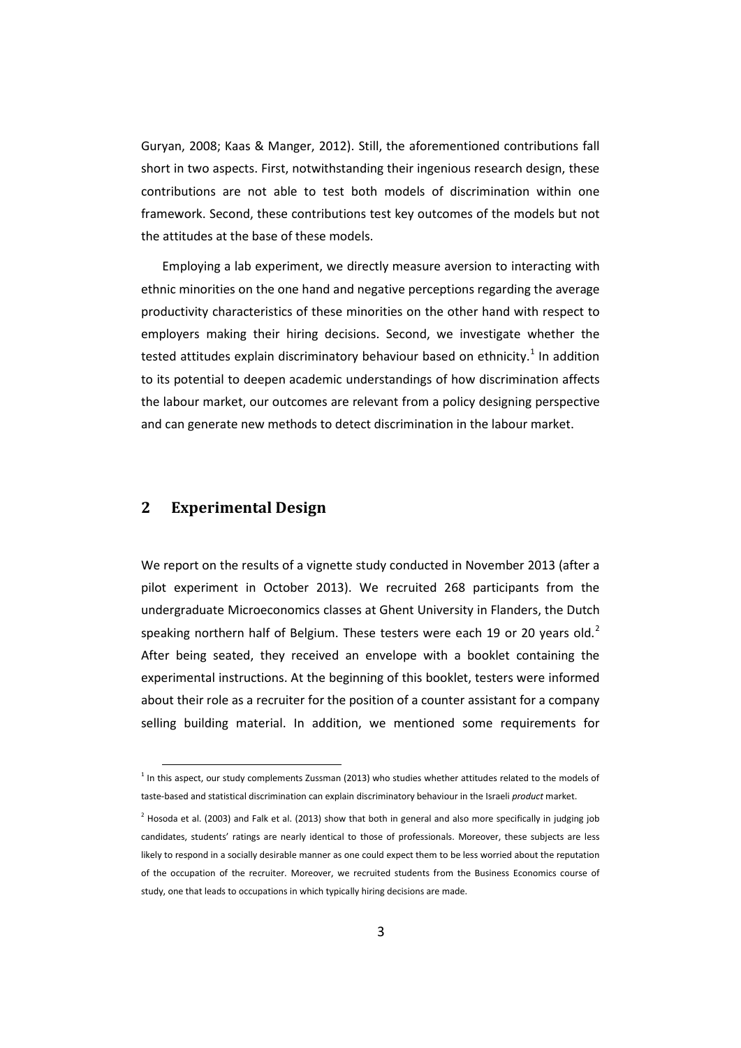Guryan, 2008; Kaas & Manger, 2012). Still, the aforementioned contributions fall short in two aspects. First, notwithstanding their ingenious research design, these contributions are not able to test both models of discrimination within one framework. Second, these contributions test key outcomes of the models but not the attitudes at the base of these models.

Employing a lab experiment, we directly measure aversion to interacting with ethnic minorities on the one hand and negative perceptions regarding the average productivity characteristics of these minorities on the other hand with respect to employers making their hiring decisions. Second, we investigate whether the tested attitudes explain discriminatory behaviour based on ethnicity.[1] In addition to its potential to deepen academic understandings of how discrimination affects the labour market, our outcomes are relevant from a policy designing perspective and can generate new methods to detect discrimination in the labour market.

## 2 Experimental Design

We report on the results of a vignette study conducted in November 2013 (after a pilot experiment in October 2013). We recruited 268 participants from the undergraduate Microeconomics classes at Ghent University in Flanders, the Dutch speaking northern half of Belgium. These testers were each 19 or 20 years old.[2] After being seated, they received an envelope with a booklet containing the experimental instructions. At the beginning of this booklet, testers were informed about their role as a recruiter for the position of a counter assistant for a company selling building material. In addition, we mentioned some requirements for

[1] In this aspect, our study complements Zussman (2013) who studies whether attitudes related to the models of taste-based and statistical discrimination can explain discriminatory behaviour in the Israeli *product* market.

[2] Hosoda et al. (2003) and Falk et al. (2013) show that both in general and also more specifically in judging job candidates, students' ratings are nearly identical to those of professionals. Moreover, these subjects are less likely to respond in a socially desirable manner as one could expect them to be less worried about the reputation of the occupation of the recruiter. Moreover, we recruited students from the Business Economics course of study, one that leads to occupations in which typically hiring decisions are made.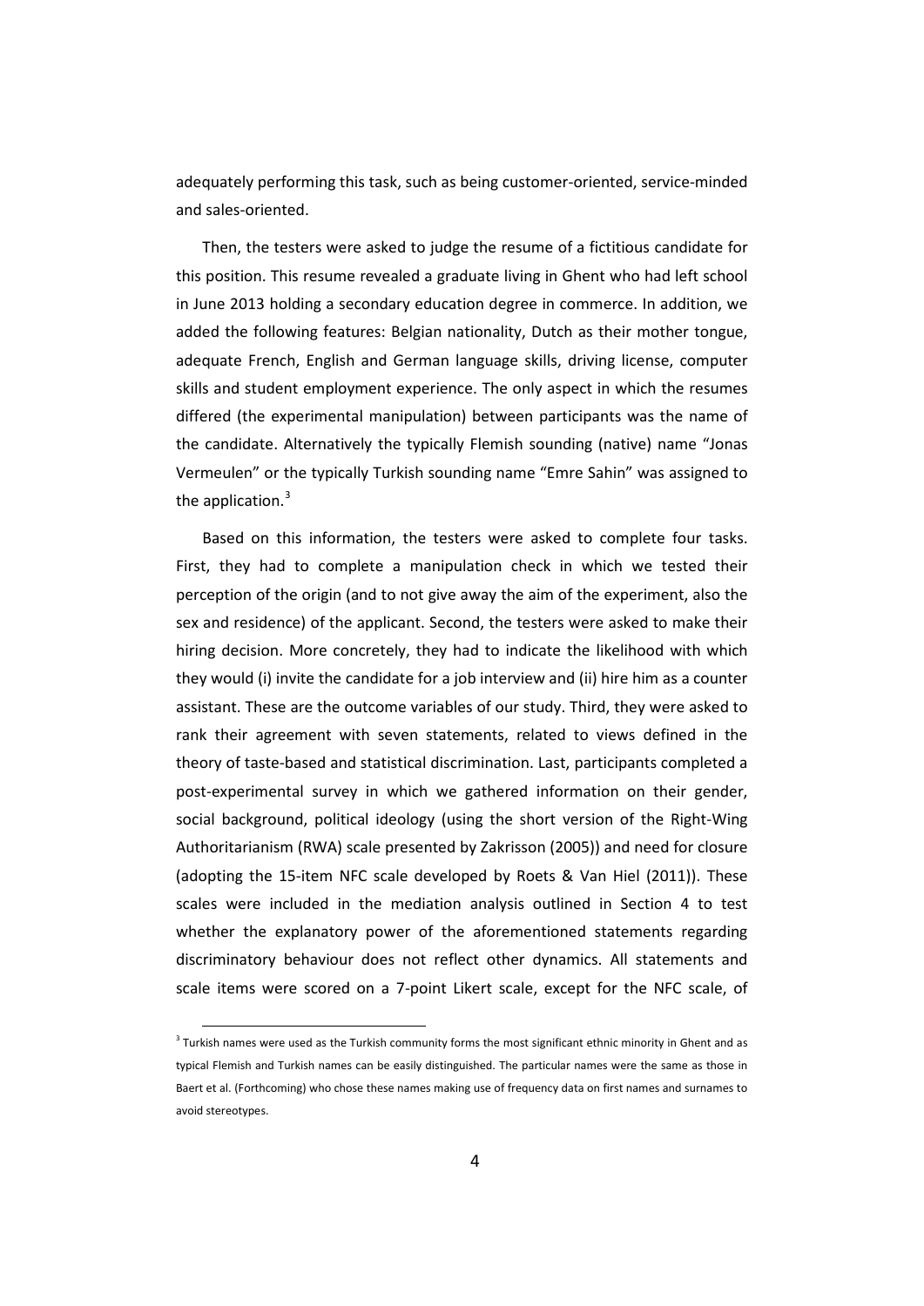adequately performing this task, such as being customer-oriented, service-minded and sales-oriented.

Then, the testers were asked to judge the resume of a fictitious candidate for this position. This resume revealed a graduate living in Ghent who had left school in June 2013 holding a secondary education degree in commerce. In addition, we added the following features: Belgian nationality, Dutch as their mother tongue, adequate French, English and German language skills, driving license, computer skills and student employment experience. The only aspect in which the resumes differed (the experimental manipulation) between participants was the name of the candidate. Alternatively the typically Flemish sounding (native) name "Jonas Vermeulen" or the typically Turkish sounding name "Emre Sahin" was assigned to the application.[3]

Based on this information, the testers were asked to complete four tasks. First, they had to complete a manipulation check in which we tested their perception of the origin (and to not give away the aim of the experiment, also the sex and residence) of the applicant. Second, the testers were asked to make their hiring decision. More concretely, they had to indicate the likelihood with which they would (i) invite the candidate for a job interview and (ii) hire him as a counter assistant. These are the outcome variables of our study. Third, they were asked to rank their agreement with seven statements, related to views defined in the theory of taste-based and statistical discrimination. Last, participants completed a post-experimental survey in which we gathered information on their gender, social background, political ideology (using the short version of the Right-Wing Authoritarianism (RWA) scale presented by Zakrisson (2005)) and need for closure (adopting the 15-item NFC scale developed by Roets & Van Hiel (2011)). These scales were included in the mediation analysis outlined in Section 4 to test whether the explanatory power of the aforementioned statements regarding discriminatory behaviour does not reflect other dynamics. All statements and scale items were scored on a 7-point Likert scale, except for the NFC scale, of

[3] Turkish names were used as the Turkish community forms the most significant ethnic minority in Ghent and as typical Flemish and Turkish names can be easily distinguished. The particular names were the same as those in Baert et al. (Forthcoming) who chose these names making use of frequency data on first names and surnames to avoid stereotypes.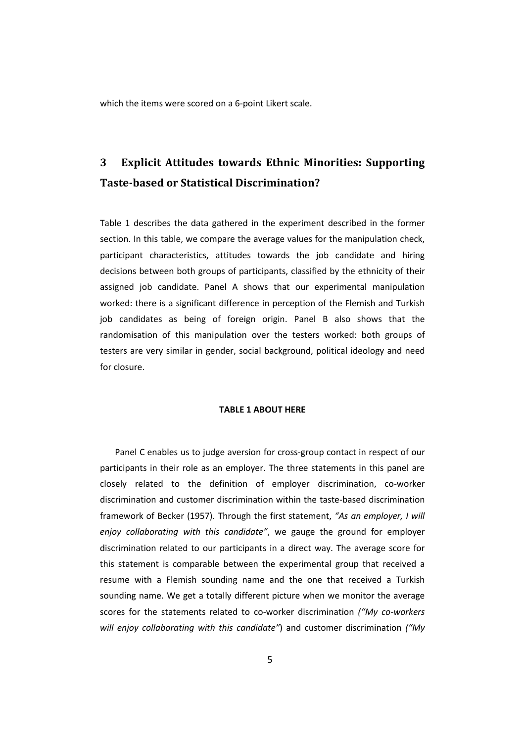which the items were scored on a 6-point Likert scale.

# 3 Explicit Attitudes towards Ethnic Minorities: Supporting Taste-based or Statistical Discrimination?

Table 1 describes the data gathered in the experiment described in the former section. In this table, we compare the average values for the manipulation check, participant characteristics, attitudes towards the job candidate and hiring decisions between both groups of participants, classified by the ethnicity of their assigned job candidate. Panel A shows that our experimental manipulation worked: there is a significant difference in perception of the Flemish and Turkish job candidates as being of foreign origin. Panel B also shows that the randomisation of this manipulation over the testers worked: both groups of testers are very similar in gender, social background, political ideology and need for closure.

**TABLE 1 ABOUT HERE**

Panel C enables us to judge aversion for cross-group contact in respect of our participants in their role as an employer. The three statements in this panel are closely related to the definition of employer discrimination, co-worker discrimination and customer discrimination within the taste-based discrimination framework of Becker (1957). Through the first statement, *"As an employer, I will enjoy collaborating with this candidate"*, we gauge the ground for employer discrimination related to our participants in a direct way. The average score for this statement is comparable between the experimental group that received a resume with a Flemish sounding name and the one that received a Turkish sounding name. We get a totally different picture when we monitor the average scores for the statements related to co-worker discrimination *("My co-workers will enjoy collaborating with this candidate"*) and customer discrimination *("My*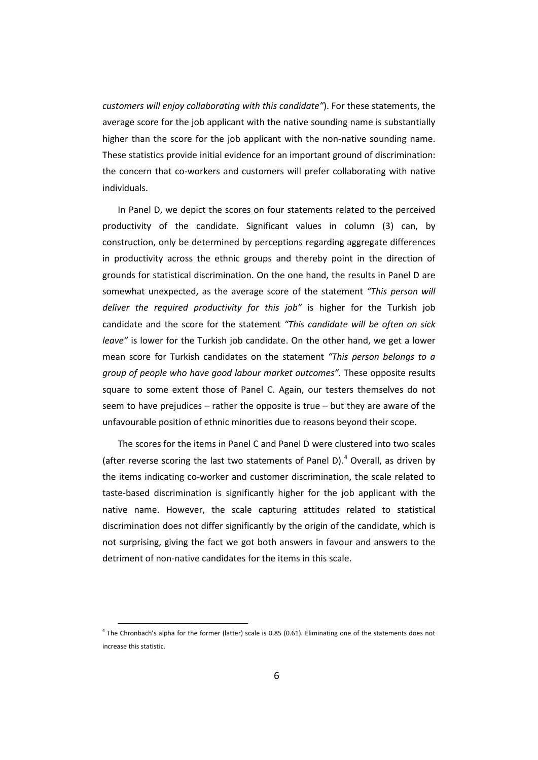*customers will enjoy collaborating with this candidate"*). For these statements, the average score for the job applicant with the native sounding name is substantially higher than the score for the job applicant with the non-native sounding name. These statistics provide initial evidence for an important ground of discrimination: the concern that co-workers and customers will prefer collaborating with native individuals.

In Panel D, we depict the scores on four statements related to the perceived productivity of the candidate. Significant values in column (3) can, by construction, only be determined by perceptions regarding aggregate differences in productivity across the ethnic groups and thereby point in the direction of grounds for statistical discrimination. On the one hand, the results in Panel D are somewhat unexpected, as the average score of the statement *"This person will deliver the required productivity for this job"* is higher for the Turkish job candidate and the score for the statement *"This candidate will be often on sick leave"* is lower for the Turkish job candidate. On the other hand, we get a lower mean score for Turkish candidates on the statement *"This person belongs to a group of people who have good labour market outcomes"*. These opposite results square to some extent those of Panel C. Again, our testers themselves do not seem to have prejudices – rather the opposite is true – but they are aware of the unfavourable position of ethnic minorities due to reasons beyond their scope.

The scores for the items in Panel C and Panel D were clustered into two scales (after reverse scoring the last two statements of Panel D).[4] Overall, as driven by the items indicating co-worker and customer discrimination, the scale related to taste-based discrimination is significantly higher for the job applicant with the native name. However, the scale capturing attitudes related to statistical discrimination does not differ significantly by the origin of the candidate, which is not surprising, giving the fact we got both answers in favour and answers to the detriment of non-native candidates for the items in this scale.

[4] The Chronbach's alpha for the former (latter) scale is 0.85 (0.61). Eliminating one of the statements does not increase this statistic.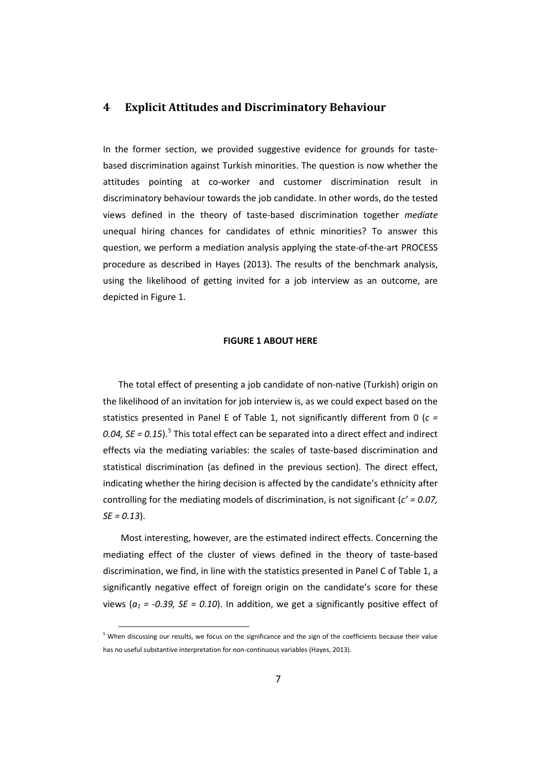# 4 Explicit Attitudes and Discriminatory Behaviour

In the former section, we provided suggestive evidence for grounds for taste-based discrimination against Turkish minorities. The question is now whether the attitudes pointing at co-worker and customer discrimination result in discriminatory behaviour towards the job candidate. In other words, do the tested views defined in the theory of taste-based discrimination together *mediate* unequal hiring chances for candidates of ethnic minorities? To answer this question, we perform a mediation analysis applying the state-of-the-art PROCESS procedure as described in Hayes (2013). The results of the benchmark analysis, using the likelihood of getting invited for a job interview as an outcome, are depicted in Figure 1.

**FIGURE 1 ABOUT HERE**

The total effect of presenting a job candidate of non-native (Turkish) origin on the likelihood of an invitation for job interview is, as we could expect based on the statistics presented in Panel E of Table 1, not significantly different from 0 ($c = 0.04$, $SE = 0.15$).[5] This total effect can be separated into a direct effect and indirect effects via the mediating variables: the scales of taste-based discrimination and statistical discrimination (as defined in the previous section). The direct effect, indicating whether the hiring decision is affected by the candidate's ethnicity after controlling for the mediating models of discrimination, is not significant ($c' = 0.07$, $SE = 0.13$).

Most interesting, however, are the estimated indirect effects. Concerning the mediating effect of the cluster of views defined in the theory of taste-based discrimination, we find, in line with the statistics presented in Panel C of Table 1, a significantly negative effect of foreign origin on the candidate's score for these views ($a_1 = -0.39$, $SE = 0.10$). In addition, we get a significantly positive effect of

[5] When discussing our results, we focus on the significance and the sign of the coefficients because their value has no useful substantive interpretation for non-continuous variables (Hayes, 2013).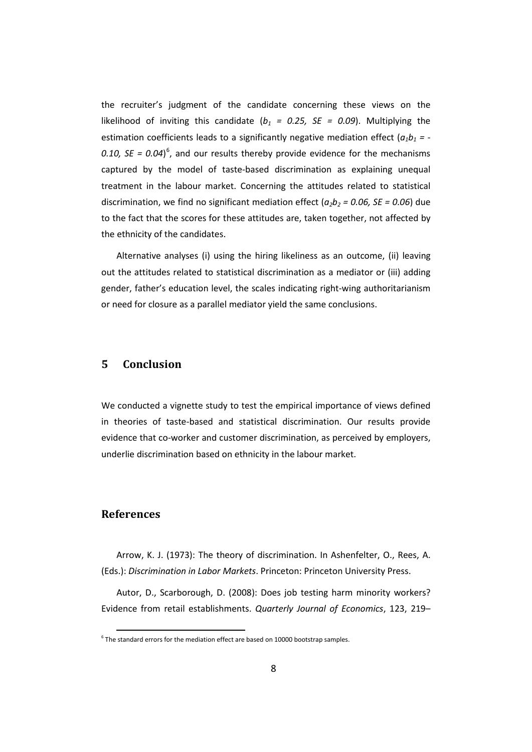the recruiter's judgment of the candidate concerning these views on the likelihood of inviting this candidate (*$b_1$ = 0.25, SE = 0.09*). Multiplying the estimation coefficients leads to a significantly negative mediation effect (*$a_1b_1$ = -0.10, SE = 0.04*)[6], and our results thereby provide evidence for the mechanisms captured by the model of taste-based discrimination as explaining unequal treatment in the labour market. Concerning the attitudes related to statistical discrimination, we find no significant mediation effect (*$a_2b_2$ = 0.06, SE = 0.06*) due to the fact that the scores for these attitudes are, taken together, not affected by the ethnicity of the candidates.

Alternative analyses (i) using the hiring likeliness as an outcome, (ii) leaving out the attitudes related to statistical discrimination as a mediator or (iii) adding gender, father's education level, the scales indicating right-wing authoritarianism or need for closure as a parallel mediator yield the same conclusions.

## 5 Conclusion

We conducted a vignette study to test the empirical importance of views defined in theories of taste-based and statistical discrimination. Our results provide evidence that co-worker and customer discrimination, as perceived by employers, underlie discrimination based on ethnicity in the labour market.

## References

Arrow, K. J. (1973): The theory of discrimination. In Ashenfelter, O., Rees, A. (Eds.): *Discrimination in Labor Markets*. Princeton: Princeton University Press.

Autor, D., Scarborough, D. (2008): Does job testing harm minority workers? Evidence from retail establishments. *Quarterly Journal of Economics*, 123, 219–

[6] The standard errors for the mediation effect are based on 10000 bootstrap samples.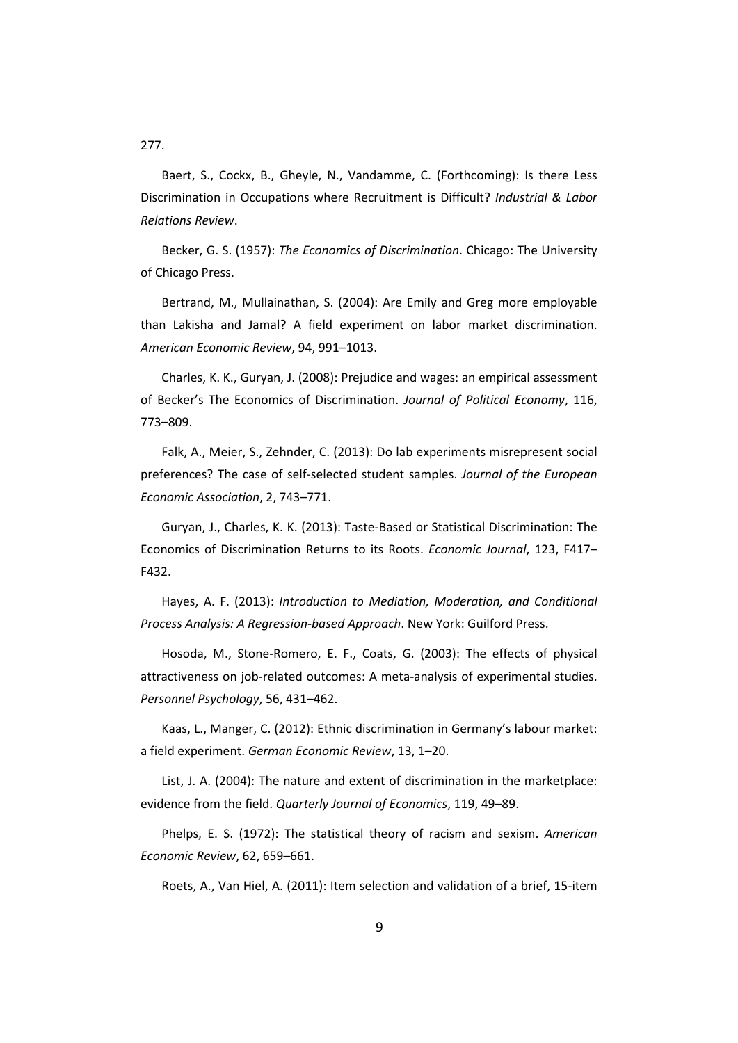277.

Baert, S., Cockx, B., Gheyle, N., Vandamme, C. (Forthcoming): Is there Less Discrimination in Occupations where Recruitment is Difficult? *Industrial & Labor Relations Review*.

Becker, G. S. (1957): *The Economics of Discrimination*. Chicago: The University of Chicago Press.

Bertrand, M., Mullainathan, S. (2004): Are Emily and Greg more employable than Lakisha and Jamal? A field experiment on labor market discrimination. *American Economic Review*, 94, 991–1013.

Charles, K. K., Guryan, J. (2008): Prejudice and wages: an empirical assessment of Becker's The Economics of Discrimination. *Journal of Political Economy*, 116, 773–809.

Falk, A., Meier, S., Zehnder, C. (2013): Do lab experiments misrepresent social preferences? The case of self-selected student samples. *Journal of the European Economic Association*, 2, 743–771.

Guryan, J., Charles, K. K. (2013): Taste-Based or Statistical Discrimination: The Economics of Discrimination Returns to its Roots. *Economic Journal*, 123, F417–F432.

Hayes, A. F. (2013): *Introduction to Mediation, Moderation, and Conditional Process Analysis: A Regression-based Approach*. New York: Guilford Press.

Hosoda, M., Stone-Romero, E. F., Coats, G. (2003): The effects of physical attractiveness on job-related outcomes: A meta-analysis of experimental studies. *Personnel Psychology*, 56, 431–462.

Kaas, L., Manger, C. (2012): Ethnic discrimination in Germany's labour market: a field experiment. *German Economic Review*, 13, 1–20.

List, J. A. (2004): The nature and extent of discrimination in the marketplace: evidence from the field. *Quarterly Journal of Economics*, 119, 49–89.

Phelps, E. S. (1972): The statistical theory of racism and sexism. *American Economic Review*, 62, 659–661.

Roets, A., Van Hiel, A. (2011): Item selection and validation of a brief, 15-item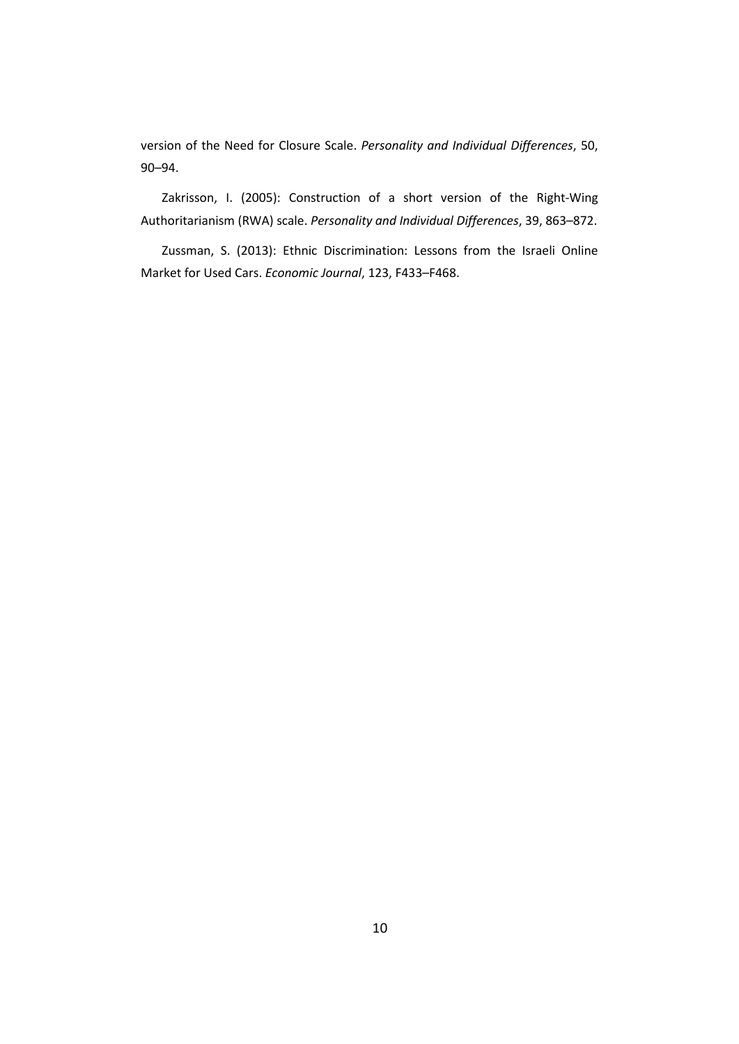version of the Need for Closure Scale. *Personality and Individual Differences*, 50, 90–94.

Zakrisson, I. (2005): Construction of a short version of the Right-Wing Authoritarianism (RWA) scale. *Personality and Individual Differences*, 39, 863–872.

Zussman, S. (2013): Ethnic Discrimination: Lessons from the Israeli Online Market for Used Cars. *Economic Journal*, 123, F433–F468.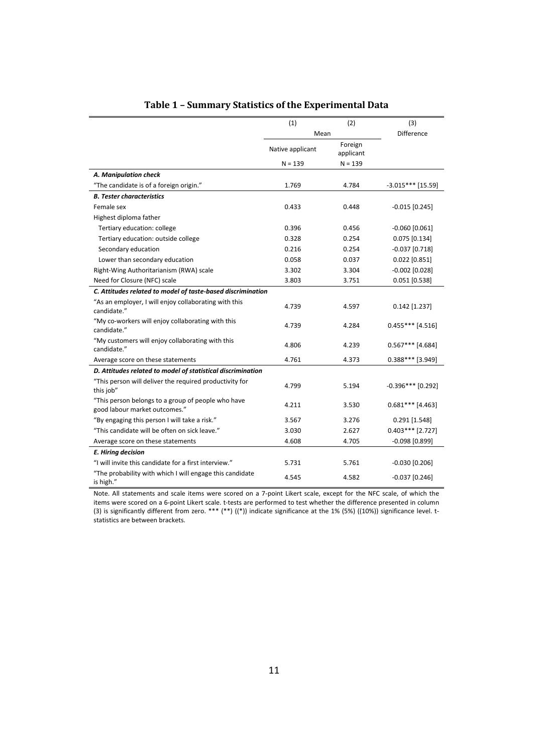## Table 1 – Summary Statistics of the Experimental Data

| | (1) | (2) | (3) |
|---|---|---|---|
| | Mean | | Difference |
| | Native applicant | Foreign applicant | |
| | N = 139 | N = 139 | |
| ***A. Manipulation check*** | | | |
| "The candidate is of a foreign origin." | 1.769 | 4.784 | -3.015*** [15.59] |
| ***B. Tester characteristics*** | | | |
| Female sex | 0.433 | 0.448 | -0.015 [0.245] |
| Highest diploma father | | | |
| Tertiary education: college | 0.396 | 0.456 | -0.060 [0.061] |
| Tertiary education: outside college | 0.328 | 0.254 | 0.075 [0.134] |
| Secondary education | 0.216 | 0.254 | -0.037 [0.718] |
| Lower than secondary education | 0.058 | 0.037 | 0.022 [0.851] |
| Right-Wing Authoritarianism (RWA) scale | 3.302 | 3.304 | -0.002 [0.028] |
| Need for Closure (NFC) scale | 3.803 | 3.751 | 0.051 [0.538] |
| ***C. Attitudes related to model of taste-based discrimination*** | | | |
| "As an employer, I will enjoy collaborating with this candidate." | 4.739 | 4.597 | 0.142 [1.237] |
| "My co-workers will enjoy collaborating with this candidate." | 4.739 | 4.284 | 0.455*** [4.516] |
| "My customers will enjoy collaborating with this candidate." | 4.806 | 4.239 | 0.567*** [4.684] |
| Average score on these statements | 4.761 | 4.373 | 0.388*** [3.949] |
| ***D. Attitudes related to model of statistical discrimination*** | | | |
| "This person will deliver the required productivity for this job" | 4.799 | 5.194 | -0.396*** [0.292] |
| "This person belongs to a group of people who have good labour market outcomes." | 4.211 | 3.530 | 0.681*** [4.463] |
| "By engaging this person I will take a risk." | 3.567 | 3.276 | 0.291 [1.548] |
| "This candidate will be often on sick leave." | 3.030 | 2.627 | 0.403*** [2.727] |
| Average score on these statements | 4.608 | 4.705 | -0.098 [0.899] |
| ***E. Hiring decision*** | | | |
| "I will invite this candidate for a first interview." | 5.731 | 5.761 | -0.030 [0.206] |
| "The probability with which I will engage this candidate is high." | 4.545 | 4.582 | -0.037 [0.246] |

Note. All statements and scale items were scored on a 7-point Likert scale, except for the NFC scale, of which the items were scored on a 6-point Likert scale. t-tests are performed to test whether the difference presented in column (3) is significantly different from zero. *** (**) ((*)) indicate significance at the 1% (5%) ((10%)) significance level. t-statistics are between brackets.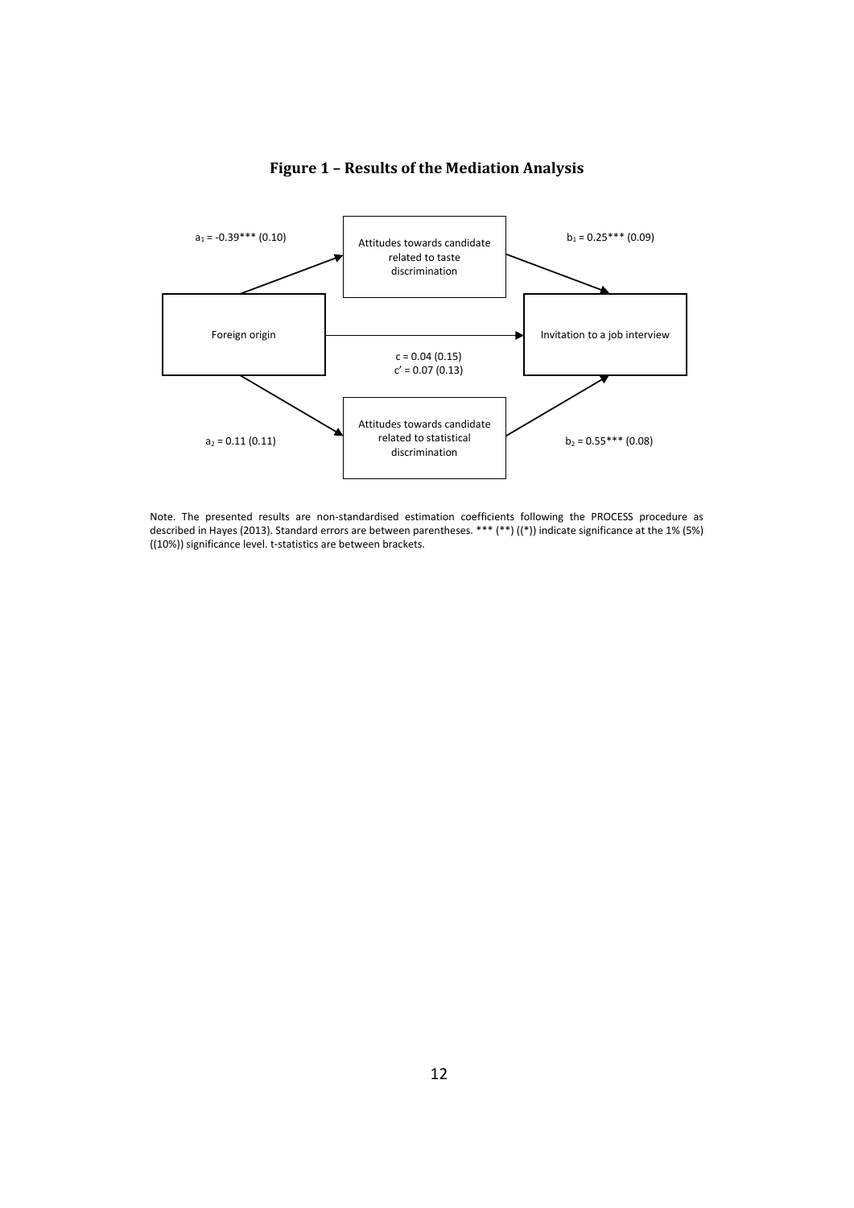**Figure 1 – Results of the Mediation Analysis**

$a_1$ = -0.39*** (0.10)

Attitudes towards candidate related to taste discrimination

$b_1$ = 0.25*** (0.09)

Foreign origin

Invitation to a job interview

c = 0.04 (0.15)
c' = 0.07 (0.13)

$a_2$ = 0.11 (0.11)

Attitudes towards candidate related to statistical discrimination

$b_2$ = 0.55*** (0.08)

Note. The presented results are non-standardised estimation coefficients following the PROCESS procedure as described in Hayes (2013). Standard errors are between parentheses. *** (**) ((*)) indicate significance at the 1% (5%) ((10%)) significance level. t-statistics are between brackets.